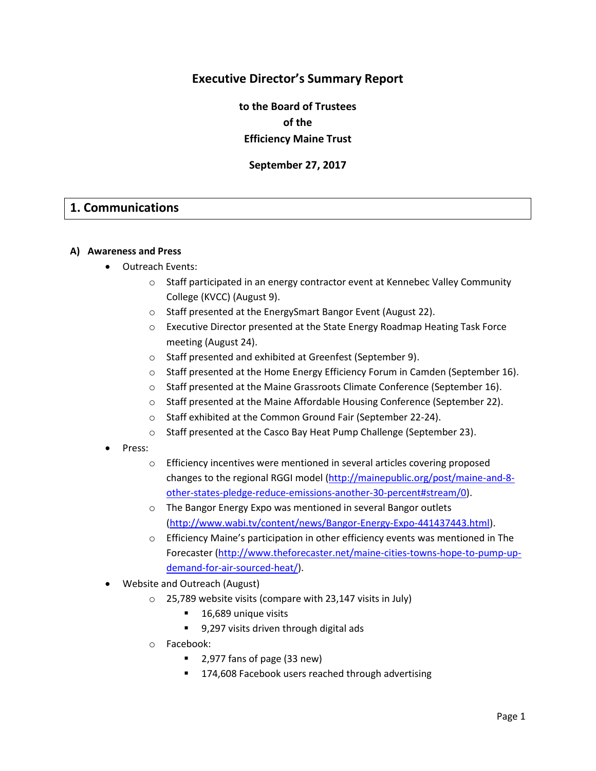# Executive Director's Summary Report

**to the Board of Trustees**
**of the**
**Efficiency Maine Trust**

**September 27, 2017**

## 1. Communications

### A) Awareness and Press

- Outreach Events:
    - Staff participated in an energy contractor event at Kennebec Valley Community College (KVCC) (August 9).
    - Staff presented at the EnergySmart Bangor Event (August 22).
    - Executive Director presented at the State Energy Roadmap Heating Task Force meeting (August 24).
    - Staff presented and exhibited at Greenfest (September 9).
    - Staff presented at the Home Energy Efficiency Forum in Camden (September 16).
    - Staff presented at the Maine Grassroots Climate Conference (September 16).
    - Staff presented at the Maine Affordable Housing Conference (September 22).
    - Staff exhibited at the Common Ground Fair (September 22-24).
    - Staff presented at the Casco Bay Heat Pump Challenge (September 23).
- Press:
    - Efficiency incentives were mentioned in several articles covering proposed changes to the regional RGGI model (http://mainepublic.org/post/maine-and-8-other-states-pledge-reduce-emissions-another-30-percent#stream/0).
    - The Bangor Energy Expo was mentioned in several Bangor outlets (http://www.wabi.tv/content/news/Bangor-Energy-Expo-441437443.html).
    - Efficiency Maine's participation in other efficiency events was mentioned in The Forecaster (http://www.theforecaster.net/maine-cities-towns-hope-to-pump-up-demand-for-air-sourced-heat/).
- Website and Outreach (August)
    - 25,789 website visits (compare with 23,147 visits in July)
        - 16,689 unique visits
        - 9,297 visits driven through digital ads
    - Facebook:
        - 2,977 fans of page (33 new)
        - 174,608 Facebook users reached through advertising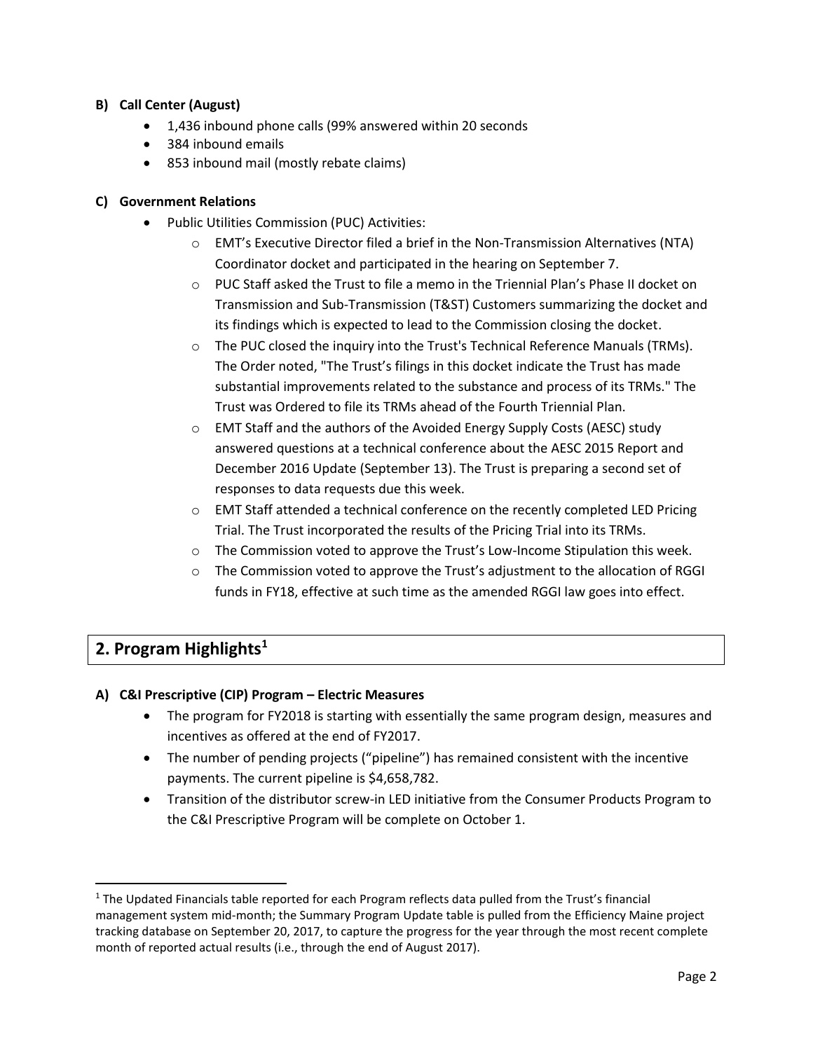### B) Call Center (August)

- 1,436 inbound phone calls (99% answered within 20 seconds
- 384 inbound emails
- 853 inbound mail (mostly rebate claims)

### C) Government Relations

- Public Utilities Commission (PUC) Activities:
  - EMT's Executive Director filed a brief in the Non-Transmission Alternatives (NTA) Coordinator docket and participated in the hearing on September 7.
  - PUC Staff asked the Trust to file a memo in the Triennial Plan's Phase II docket on Transmission and Sub-Transmission (T&ST) Customers summarizing the docket and its findings which is expected to lead to the Commission closing the docket.
  - The PUC closed the inquiry into the Trust's Technical Reference Manuals (TRMs). The Order noted, "The Trust's filings in this docket indicate the Trust has made substantial improvements related to the substance and process of its TRMs." The Trust was Ordered to file its TRMs ahead of the Fourth Triennial Plan.
  - EMT Staff and the authors of the Avoided Energy Supply Costs (AESC) study answered questions at a technical conference about the AESC 2015 Report and December 2016 Update (September 13). The Trust is preparing a second set of responses to data requests due this week.
  - EMT Staff attended a technical conference on the recently completed LED Pricing Trial. The Trust incorporated the results of the Pricing Trial into its TRMs.
  - The Commission voted to approve the Trust's Low-Income Stipulation this week.
  - The Commission voted to approve the Trust's adjustment to the allocation of RGGI funds in FY18, effective at such time as the amended RGGI law goes into effect.

## 2. Program Highlights[1]

### A) C&I Prescriptive (CIP) Program – Electric Measures

- The program for FY2018 is starting with essentially the same program design, measures and incentives as offered at the end of FY2017.
- The number of pending projects ("pipeline") has remained consistent with the incentive payments. The current pipeline is $4,658,782.
- Transition of the distributor screw-in LED initiative from the Consumer Products Program to the C&I Prescriptive Program will be complete on October 1.

[1] The Updated Financials table reported for each Program reflects data pulled from the Trust's financial management system mid-month; the Summary Program Update table is pulled from the Efficiency Maine project tracking database on September 20, 2017, to capture the progress for the year through the most recent complete month of reported actual results (i.e., through the end of August 2017).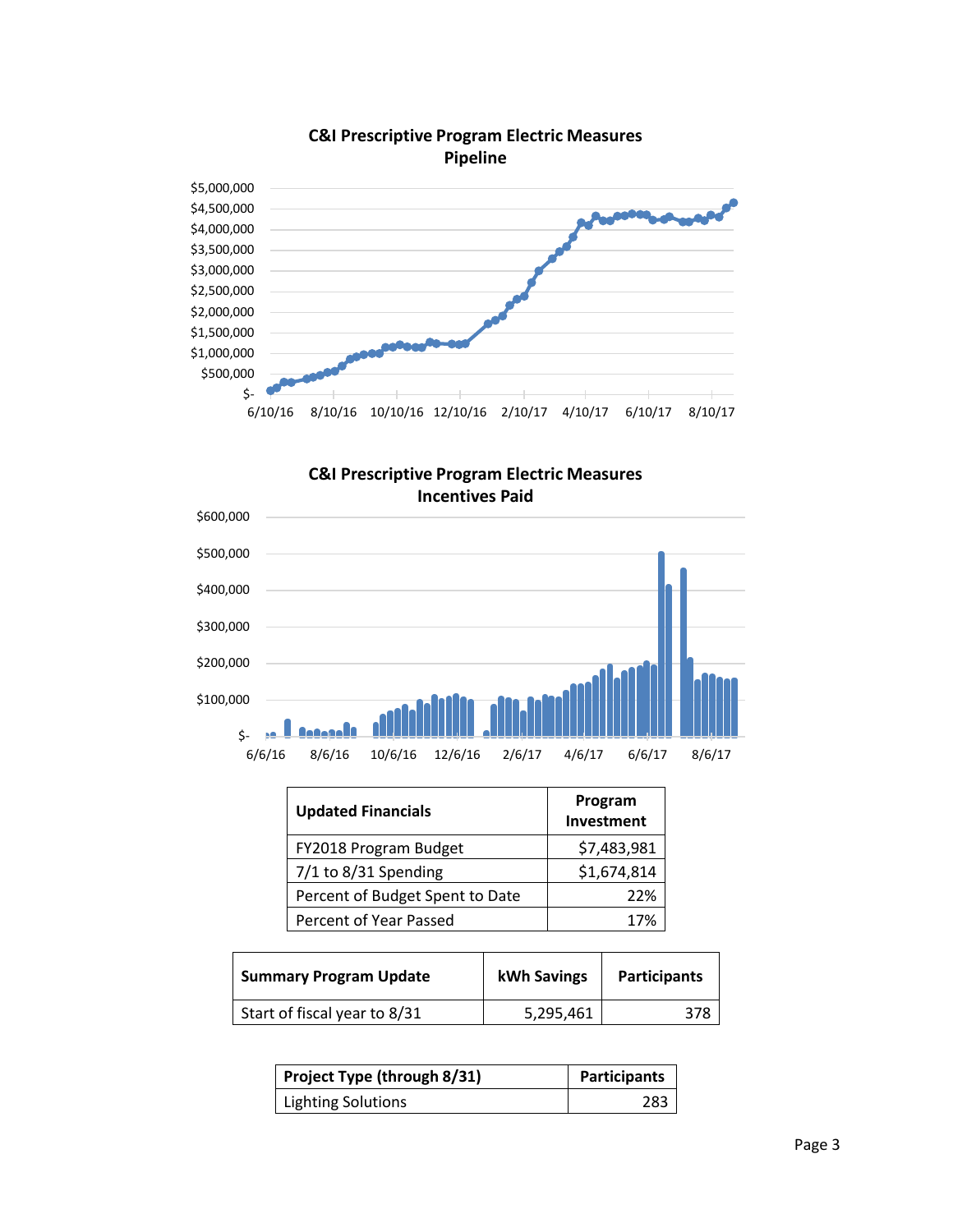**C&I Prescriptive Program Electric Measures Pipeline**

**C&I Prescriptive Program Electric Measures Incentives Paid**

| Updated Financials | Program Investment |
|---|---|
| FY2018 Program Budget | $7,483,981 |
| 7/1 to 8/31 Spending | $1,674,814 |
| Percent of Budget Spent to Date | 22% |
| Percent of Year Passed | 17% |

| Summary Program Update | kWh Savings | Participants |
|---|---|---|
| Start of fiscal year to 8/31 | 5,295,461 | 378 |

| Project Type (through 8/31) | Participants |
|---|---|
| Lighting Solutions | 283 |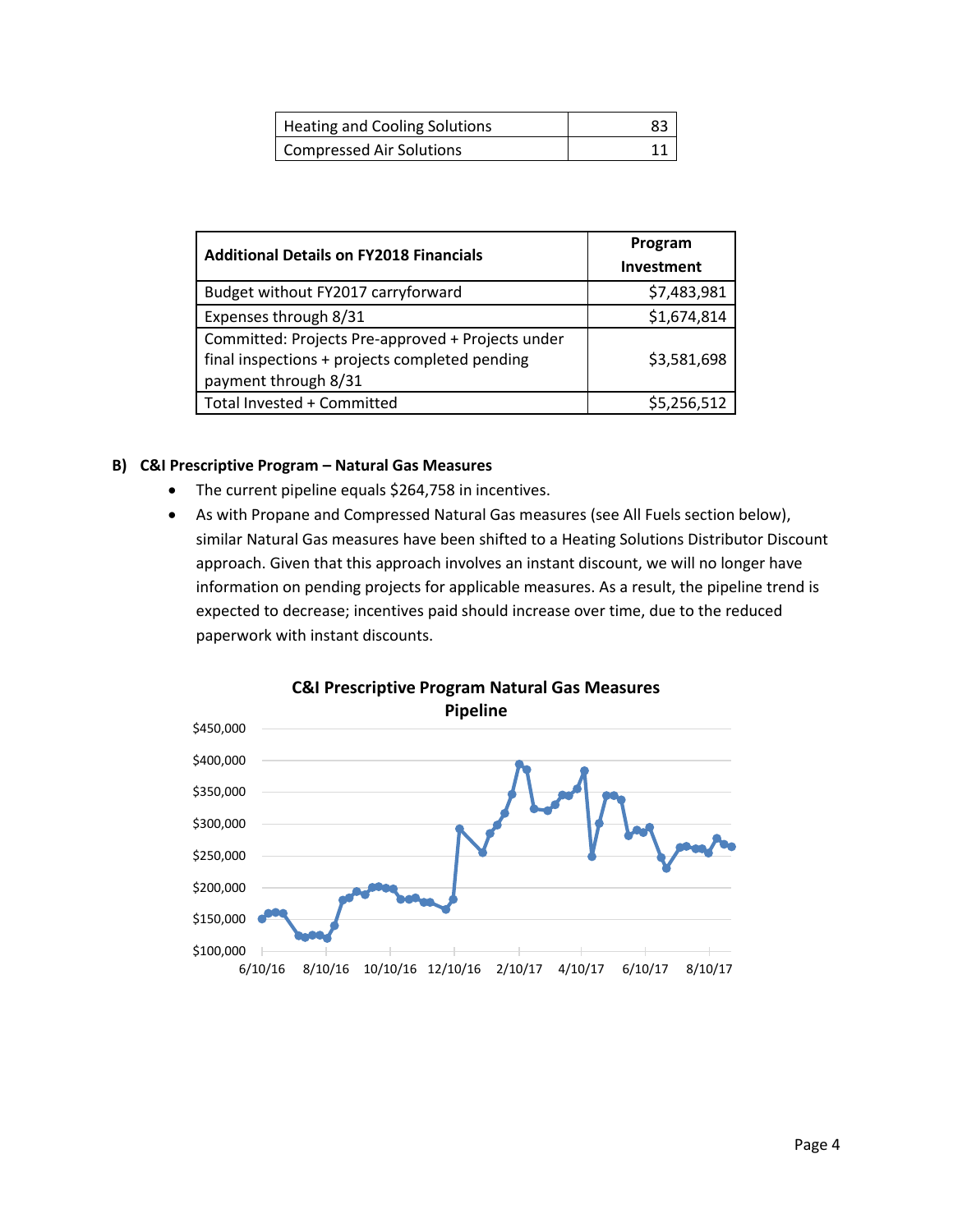| Heating and Cooling Solutions | 83 |
|---|---|
| Compressed Air Solutions | 11 |

| Additional Details on FY2018 Financials | Program Investment |
|---|---|
| Budget without FY2017 carryforward | $7,483,981 |
| Expenses through 8/31 | $1,674,814 |
| Committed: Projects Pre-approved + Projects under final inspections + projects completed pending payment through 8/31 | $3,581,698 |
| Total Invested + Committed | $5,256,512 |

**B) C&I Prescriptive Program – Natural Gas Measures**

- The current pipeline equals $264,758 in incentives.
- As with Propane and Compressed Natural Gas measures (see All Fuels section below), similar Natural Gas measures have been shifted to a Heating Solutions Distributor Discount approach. Given that this approach involves an instant discount, we will no longer have information on pending projects for applicable measures. As a result, the pipeline trend is expected to decrease; incentives paid should increase over time, due to the reduced paperwork with instant discounts.

**C&I Prescriptive Program Natural Gas Measures Pipeline**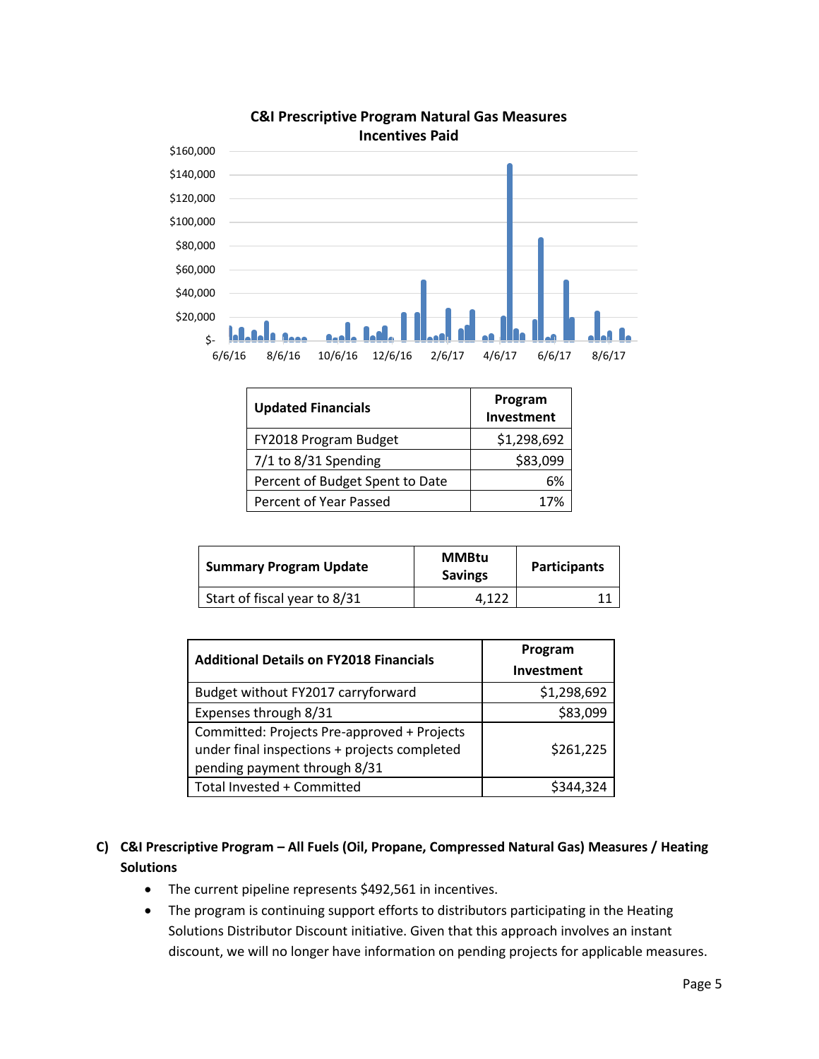C&I Prescriptive Program Natural Gas Measures Incentives Paid

| Updated Financials | Program Investment |
| --- | --- |
| FY2018 Program Budget | $1,298,692 |
| 7/1 to 8/31 Spending | $83,099 |
| Percent of Budget Spent to Date | 6% |
| Percent of Year Passed | 17% |

| Summary Program Update | MMBtu Savings | Participants |
| --- | --- | --- |
| Start of fiscal year to 8/31 | 4,122 | 11 |

| Additional Details on FY2018 Financials | Program Investment |
| --- | --- |
| Budget without FY2017 carryforward | $1,298,692 |
| Expenses through 8/31 | $83,099 |
| Committed: Projects Pre-approved + Projects under final inspections + projects completed pending payment through 8/31 | $261,225 |
| Total Invested + Committed | $344,324 |

### C) C&I Prescriptive Program – All Fuels (Oil, Propane, Compressed Natural Gas) Measures / Heating Solutions

- The current pipeline represents $492,561 in incentives.
- The program is continuing support efforts to distributors participating in the Heating Solutions Distributor Discount initiative. Given that this approach involves an instant discount, we will no longer have information on pending projects for applicable measures.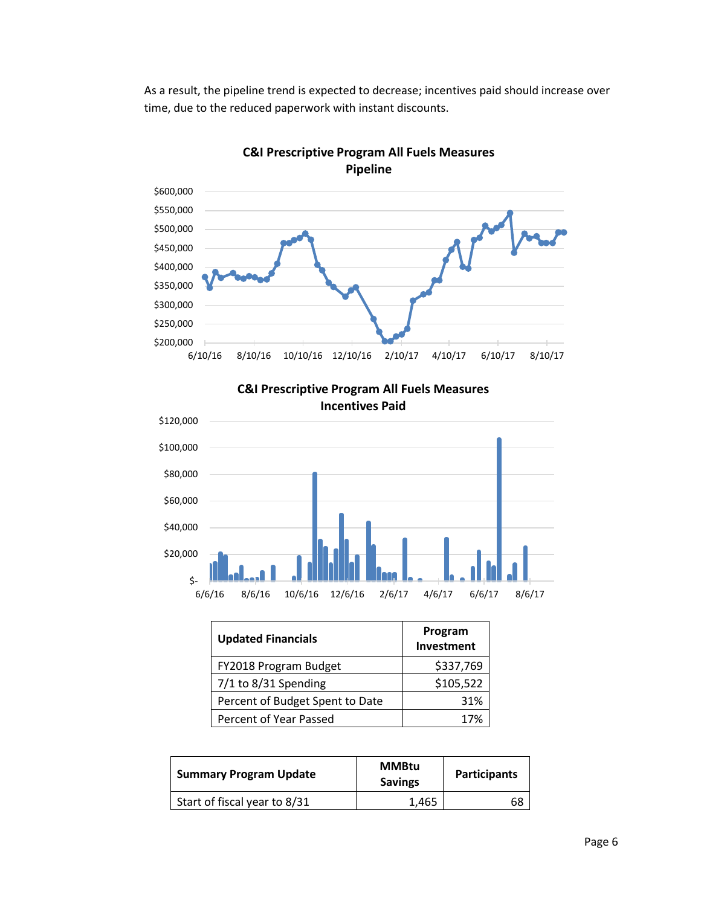As a result, the pipeline trend is expected to decrease; incentives paid should increase over time, due to the reduced paperwork with instant discounts.

**C&I Prescriptive Program All Fuels Measures Pipeline**

**C&I Prescriptive Program All Fuels Measures Incentives Paid**

| Updated Financials | Program Investment |
|---|---|
| FY2018 Program Budget | $337,769 |
| 7/1 to 8/31 Spending | $105,522 |
| Percent of Budget Spent to Date | 31% |
| Percent of Year Passed | 17% |

| Summary Program Update | MMBtu Savings | Participants |
|---|---|---|
| Start of fiscal year to 8/31 | 1,465 | 68 |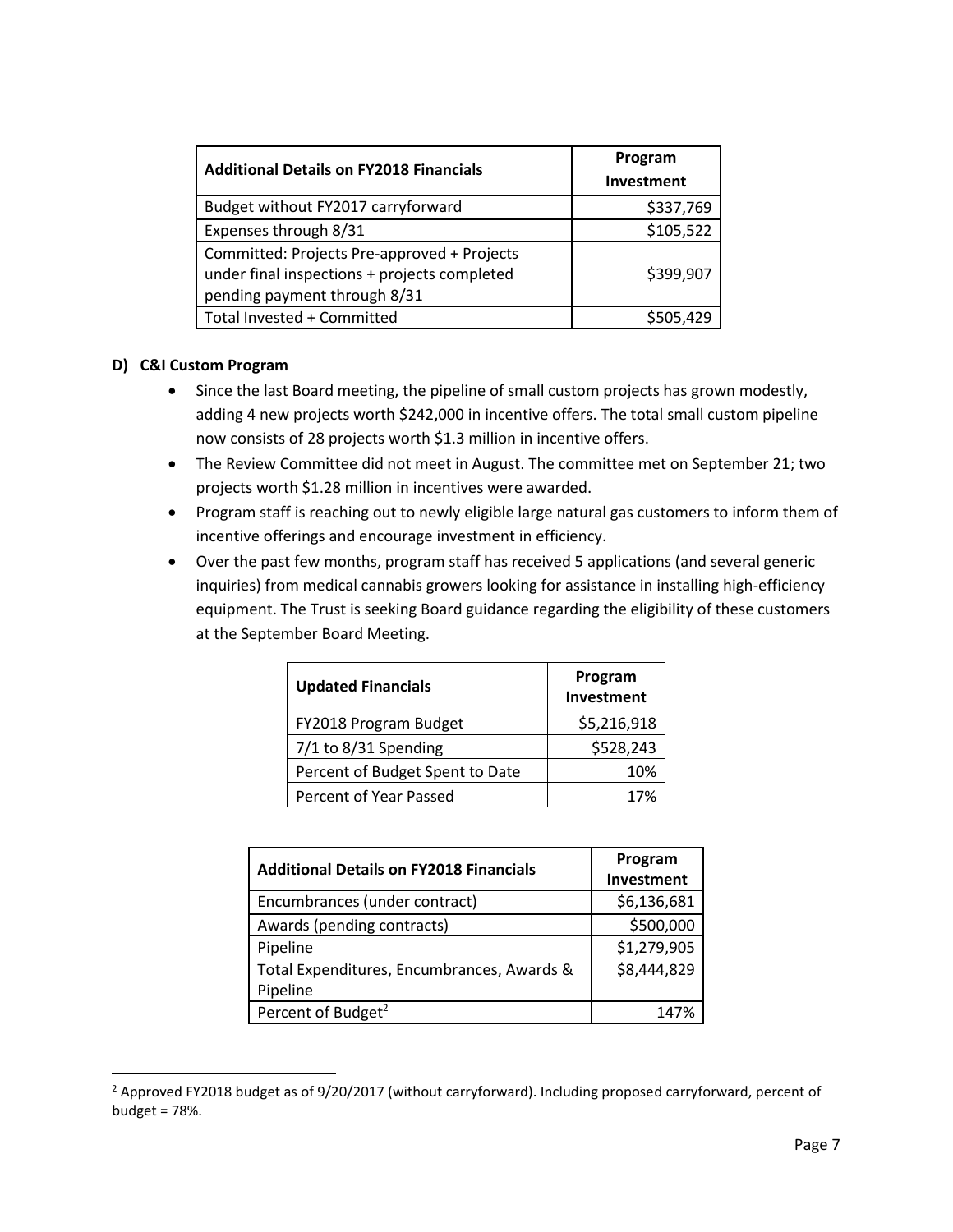| Additional Details on FY2018 Financials | Program Investment |
|---|---|
| Budget without FY2017 carryforward | $337,769 |
| Expenses through 8/31 | $105,522 |
| Committed: Projects Pre-approved + Projects under final inspections + projects completed pending payment through 8/31 | $399,907 |
| Total Invested + Committed | $505,429 |

**D) C&I Custom Program**

- Since the last Board meeting, the pipeline of small custom projects has grown modestly, adding 4 new projects worth $242,000 in incentive offers. The total small custom pipeline now consists of 28 projects worth $1.3 million in incentive offers.
- The Review Committee did not meet in August. The committee met on September 21; two projects worth $1.28 million in incentives were awarded.
- Program staff is reaching out to newly eligible large natural gas customers to inform them of incentive offerings and encourage investment in efficiency.
- Over the past few months, program staff has received 5 applications (and several generic inquiries) from medical cannabis growers looking for assistance in installing high-efficiency equipment. The Trust is seeking Board guidance regarding the eligibility of these customers at the September Board Meeting.

| Updated Financials | Program Investment |
|---|---|
| FY2018 Program Budget | $5,216,918 |
| 7/1 to 8/31 Spending | $528,243 |
| Percent of Budget Spent to Date | 10% |
| Percent of Year Passed | 17% |

| Additional Details on FY2018 Financials | Program Investment |
|---|---|
| Encumbrances (under contract) | $6,136,681 |
| Awards (pending contracts) | $500,000 |
| Pipeline | $1,279,905 |
| Total Expenditures, Encumbrances, Awards & Pipeline | $8,444,829 |
| Percent of Budget[2] | 147% |

[2] Approved FY2018 budget as of 9/20/2017 (without carryforward). Including proposed carryforward, percent of budget = 78%.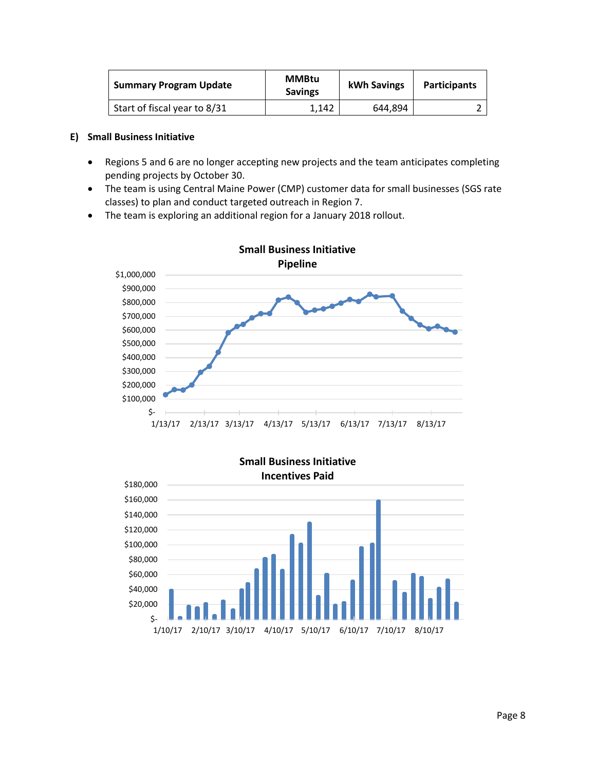| Summary Program Update | MMBtu Savings | kWh Savings | Participants |
|---|---|---|---|
| Start of fiscal year to 8/31 | 1,142 | 644,894 | 2 |

### E) Small Business Initiative

- Regions 5 and 6 are no longer accepting new projects and the team anticipates completing pending projects by October 30.
- The team is using Central Maine Power (CMP) customer data for small businesses (SGS rate classes) to plan and conduct targeted outreach in Region 7.
- The team is exploring an additional region for a January 2018 rollout.

**Small Business Initiative Pipeline**

**Small Business Initiative Incentives Paid**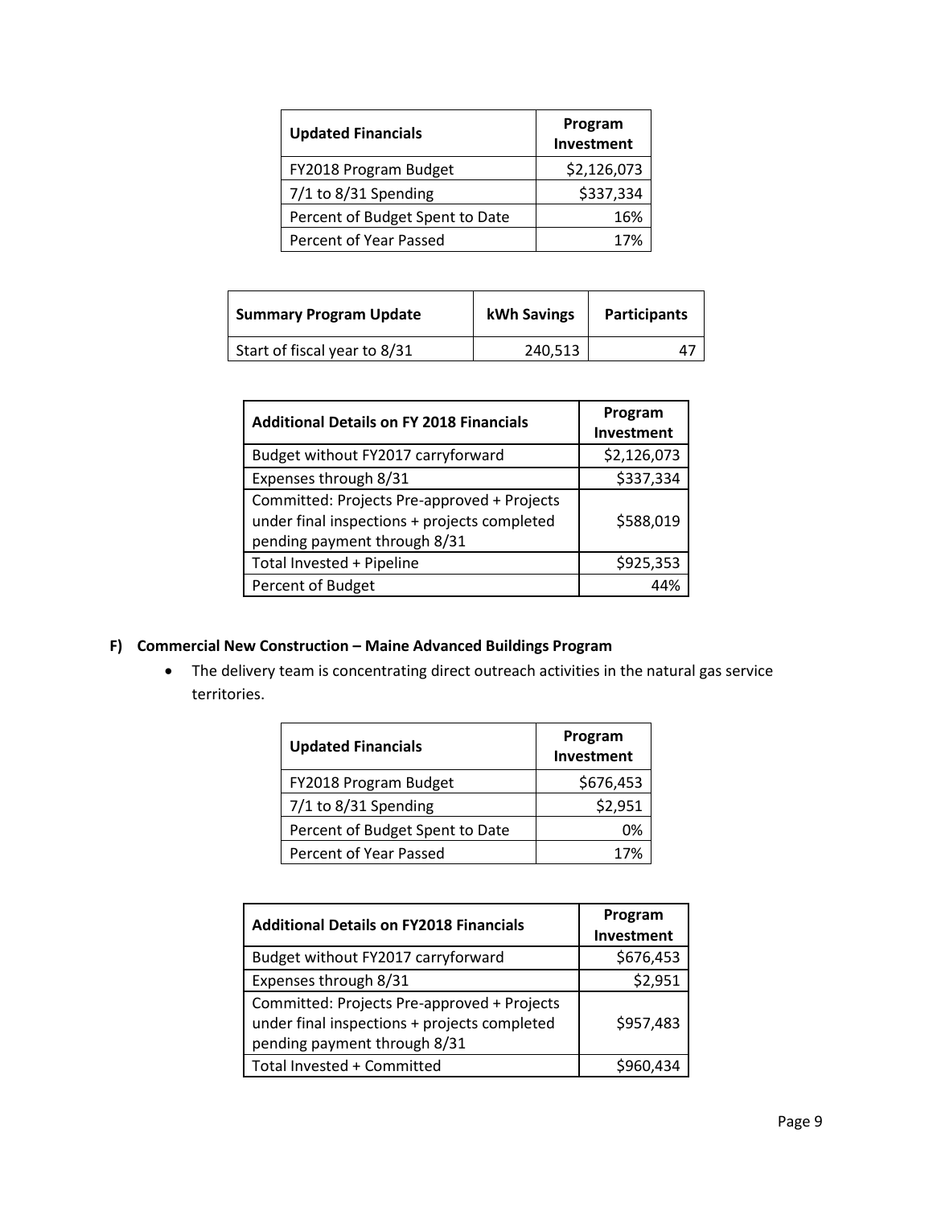| Updated Financials | Program Investment |
|---|---|
| FY2018 Program Budget | $2,126,073 |
| 7/1 to 8/31 Spending | $337,334 |
| Percent of Budget Spent to Date | 16% |
| Percent of Year Passed | 17% |

| Summary Program Update | kWh Savings | Participants |
|---|---|---|
| Start of fiscal year to 8/31 | 240,513 | 47 |

| Additional Details on FY 2018 Financials | Program Investment |
|---|---|
| Budget without FY2017 carryforward | $2,126,073 |
| Expenses through 8/31 | $337,334 |
| Committed: Projects Pre-approved + Projects under final inspections + projects completed pending payment through 8/31 | $588,019 |
| Total Invested + Pipeline | $925,353 |
| Percent of Budget | 44% |

**F) Commercial New Construction – Maine Advanced Buildings Program**

- The delivery team is concentrating direct outreach activities in the natural gas service territories.

| Updated Financials | Program Investment |
|---|---|
| FY2018 Program Budget | $676,453 |
| 7/1 to 8/31 Spending | $2,951 |
| Percent of Budget Spent to Date | 0% |
| Percent of Year Passed | 17% |

| Additional Details on FY2018 Financials | Program Investment |
|---|---|
| Budget without FY2017 carryforward | $676,453 |
| Expenses through 8/31 | $2,951 |
| Committed: Projects Pre-approved + Projects under final inspections + projects completed pending payment through 8/31 | $957,483 |
| Total Invested + Committed | $960,434 |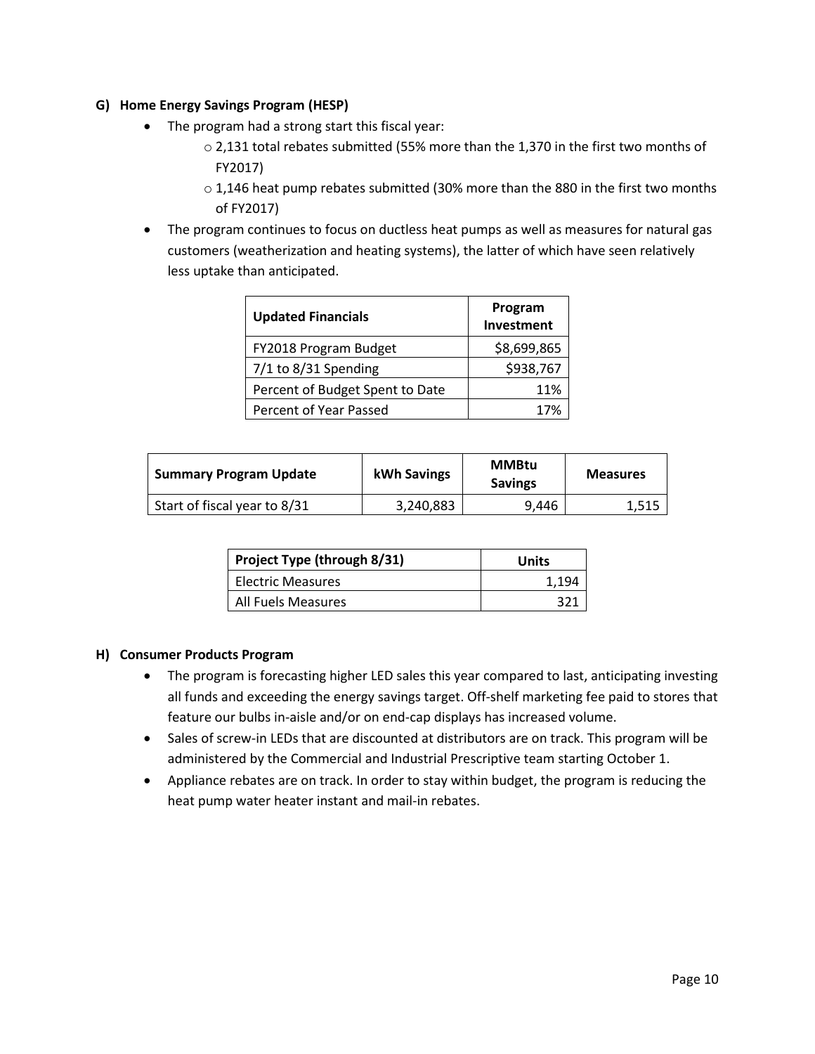### G) Home Energy Savings Program (HESP)

- The program had a strong start this fiscal year:
  - 2,131 total rebates submitted (55% more than the 1,370 in the first two months of FY2017)
  - 1,146 heat pump rebates submitted (30% more than the 880 in the first two months of FY2017)
- The program continues to focus on ductless heat pumps as well as measures for natural gas customers (weatherization and heating systems), the latter of which have seen relatively less uptake than anticipated.

| Updated Financials | Program Investment |
|---|---|
| FY2018 Program Budget | $8,699,865 |
| 7/1 to 8/31 Spending | $938,767 |
| Percent of Budget Spent to Date | 11% |
| Percent of Year Passed | 17% |

| Summary Program Update | kWh Savings | MMBtu Savings | Measures |
|---|---|---|---|
| Start of fiscal year to 8/31 | 3,240,883 | 9,446 | 1,515 |

| Project Type (through 8/31) | Units |
|---|---|
| Electric Measures | 1,194 |
| All Fuels Measures | 321 |

### H) Consumer Products Program

- The program is forecasting higher LED sales this year compared to last, anticipating investing all funds and exceeding the energy savings target. Off-shelf marketing fee paid to stores that feature our bulbs in-aisle and/or on end-cap displays has increased volume.
- Sales of screw-in LEDs that are discounted at distributors are on track. This program will be administered by the Commercial and Industrial Prescriptive team starting October 1.
- Appliance rebates are on track. In order to stay within budget, the program is reducing the heat pump water heater instant and mail-in rebates.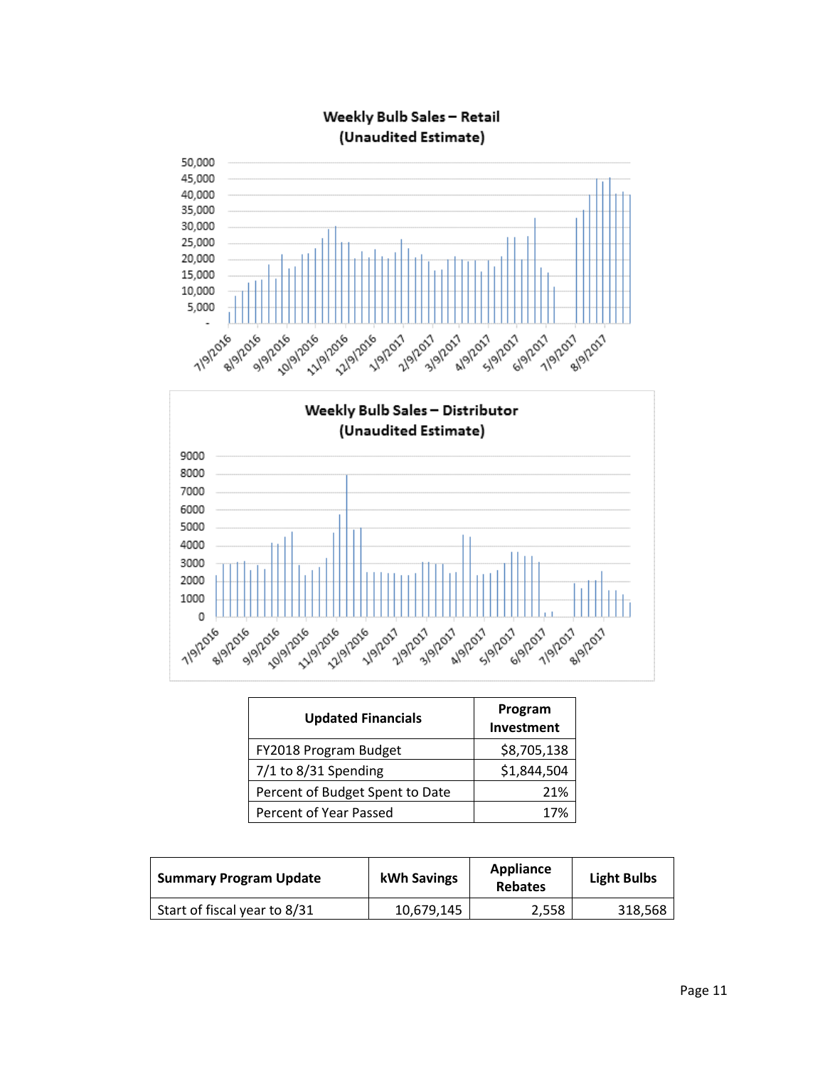**Weekly Bulb Sales – Retail (Unaudited Estimate)**

**Weekly Bulb Sales – Distributor (Unaudited Estimate)**

| Updated Financials | Program Investment |
|---|---|
| FY2018 Program Budget | $8,705,138 |
| 7/1 to 8/31 Spending | $1,844,504 |
| Percent of Budget Spent to Date | 21% |
| Percent of Year Passed | 17% |

| Summary Program Update | kWh Savings | Appliance Rebates | Light Bulbs |
|---|---|---|---|
| Start of fiscal year to 8/31 | 10,679,145 | 2,558 | 318,568 |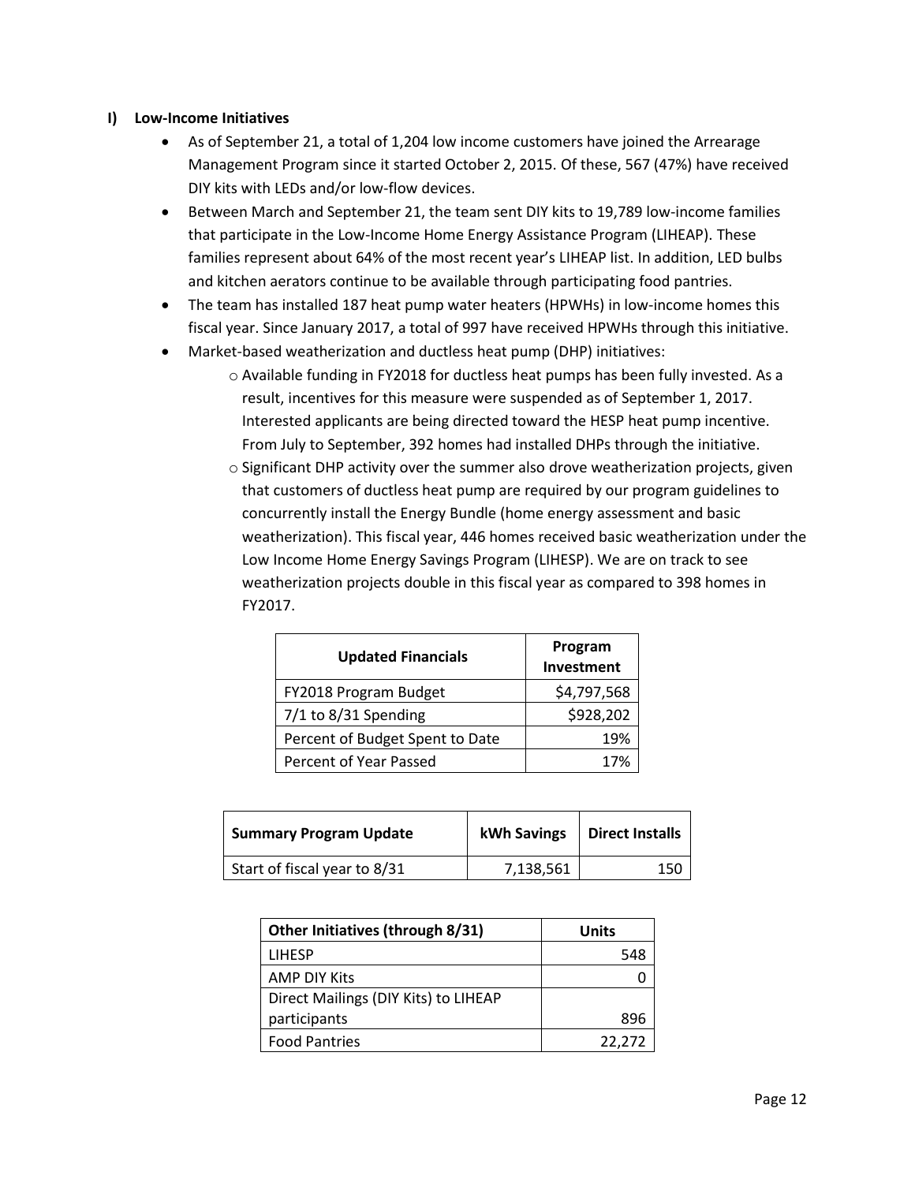## I) Low-Income Initiatives

- As of September 21, a total of 1,204 low income customers have joined the Arrearage Management Program since it started October 2, 2015. Of these, 567 (47%) have received DIY kits with LEDs and/or low-flow devices.
- Between March and September 21, the team sent DIY kits to 19,789 low-income families that participate in the Low-Income Home Energy Assistance Program (LIHEAP). These families represent about 64% of the most recent year's LIHEAP list. In addition, LED bulbs and kitchen aerators continue to be available through participating food pantries.
- The team has installed 187 heat pump water heaters (HPWHs) in low-income homes this fiscal year. Since January 2017, a total of 997 have received HPWHs through this initiative.
- Market-based weatherization and ductless heat pump (DHP) initiatives:
    - Available funding in FY2018 for ductless heat pumps has been fully invested. As a result, incentives for this measure were suspended as of September 1, 2017. Interested applicants are being directed toward the HESP heat pump incentive. From July to September, 392 homes had installed DHPs through the initiative.
    - Significant DHP activity over the summer also drove weatherization projects, given that customers of ductless heat pump are required by our program guidelines to concurrently install the Energy Bundle (home energy assessment and basic weatherization). This fiscal year, 446 homes received basic weatherization under the Low Income Home Energy Savings Program (LIHESP). We are on track to see weatherization projects double in this fiscal year as compared to 398 homes in FY2017.

| Updated Financials | Program Investment |
|---|---|
| FY2018 Program Budget | $4,797,568 |
| 7/1 to 8/31 Spending | $928,202 |
| Percent of Budget Spent to Date | 19% |
| Percent of Year Passed | 17% |

| Summary Program Update | kWh Savings | Direct Installs |
|---|---|---|
| Start of fiscal year to 8/31 | 7,138,561 | 150 |

| Other Initiatives (through 8/31) | Units |
|---|---|
| LIHESP | 548 |
| AMP DIY Kits | 0 |
| Direct Mailings (DIY Kits) to LIHEAP participants | 896 |
| Food Pantries | 22,272 |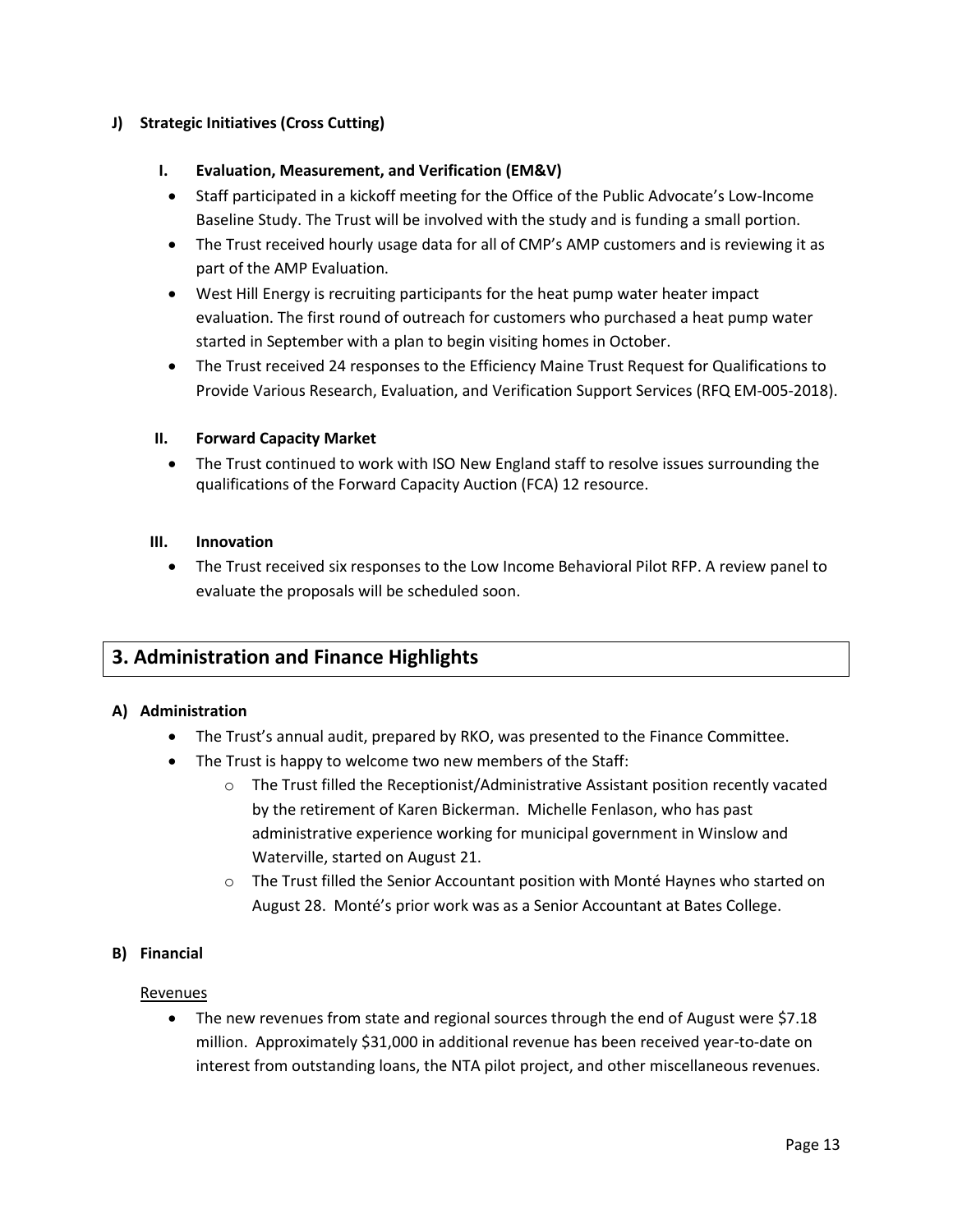### J) Strategic Initiatives (Cross Cutting)

#### I. Evaluation, Measurement, and Verification (EM&V)

- Staff participated in a kickoff meeting for the Office of the Public Advocate's Low-Income Baseline Study. The Trust will be involved with the study and is funding a small portion.
- The Trust received hourly usage data for all of CMP's AMP customers and is reviewing it as part of the AMP Evaluation.
- West Hill Energy is recruiting participants for the heat pump water heater impact evaluation. The first round of outreach for customers who purchased a heat pump water started in September with a plan to begin visiting homes in October.
- The Trust received 24 responses to the Efficiency Maine Trust Request for Qualifications to Provide Various Research, Evaluation, and Verification Support Services (RFQ EM-005-2018).

#### II. Forward Capacity Market

- The Trust continued to work with ISO New England staff to resolve issues surrounding the qualifications of the Forward Capacity Auction (FCA) 12 resource.

#### III. Innovation

- The Trust received six responses to the Low Income Behavioral Pilot RFP. A review panel to evaluate the proposals will be scheduled soon.

## 3. Administration and Finance Highlights

### A) Administration

- The Trust's annual audit, prepared by RKO, was presented to the Finance Committee.
- The Trust is happy to welcome two new members of the Staff:
  - The Trust filled the Receptionist/Administrative Assistant position recently vacated by the retirement of Karen Bickerman. Michelle Fenlason, who has past administrative experience working for municipal government in Winslow and Waterville, started on August 21.
  - The Trust filled the Senior Accountant position with Monté Haynes who started on August 28. Monté's prior work was as a Senior Accountant at Bates College.

### B) Financial

Revenues

- The new revenues from state and regional sources through the end of August were $7.18 million. Approximately $31,000 in additional revenue has been received year-to-date on interest from outstanding loans, the NTA pilot project, and other miscellaneous revenues.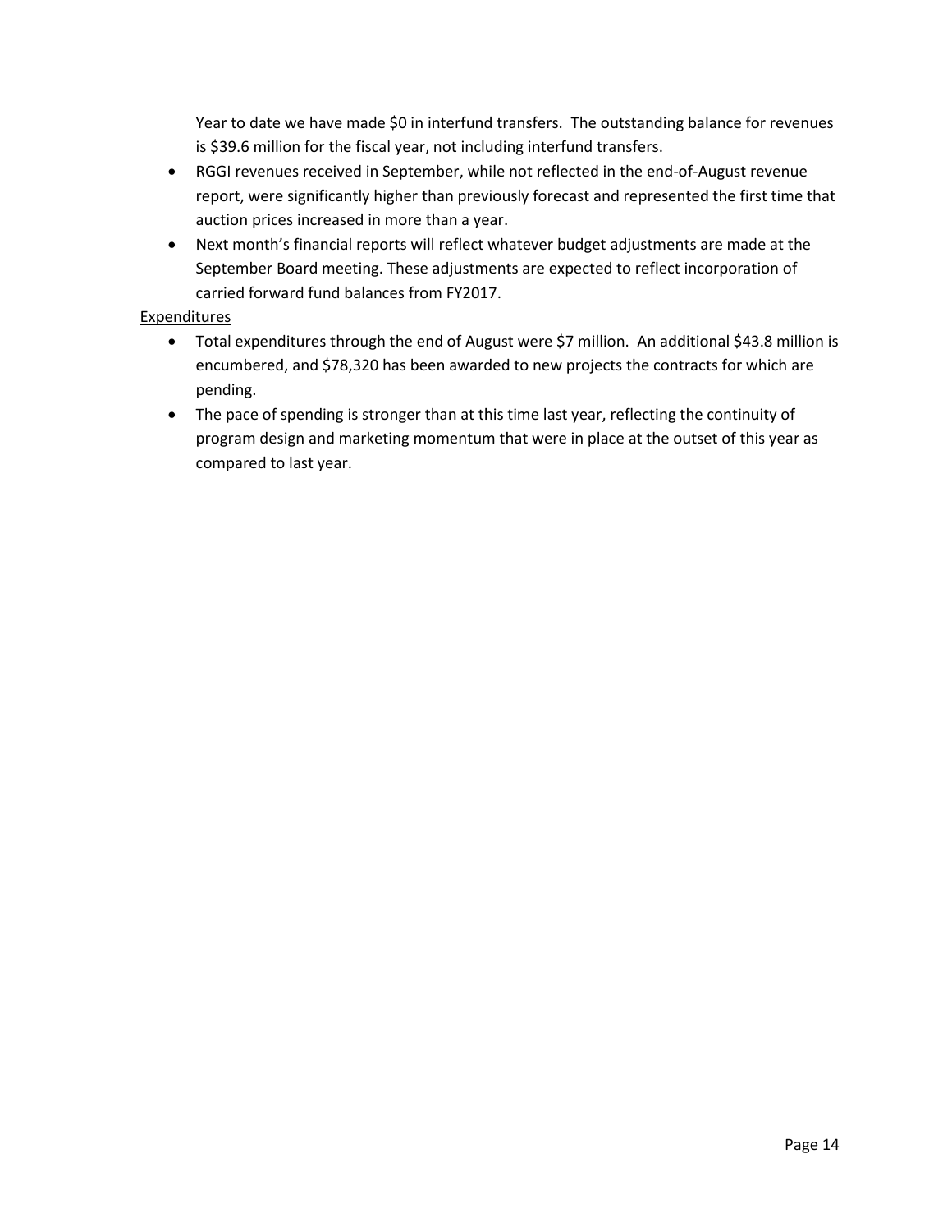Year to date we have made $0 in interfund transfers. The outstanding balance for revenues is $39.6 million for the fiscal year, not including interfund transfers.

- RGGI revenues received in September, while not reflected in the end-of-August revenue report, were significantly higher than previously forecast and represented the first time that auction prices increased in more than a year.
- Next month's financial reports will reflect whatever budget adjustments are made at the September Board meeting. These adjustments are expected to reflect incorporation of carried forward fund balances from FY2017.

Expenditures

- Total expenditures through the end of August were $7 million. An additional $43.8 million is encumbered, and $78,320 has been awarded to new projects the contracts for which are pending.
- The pace of spending is stronger than at this time last year, reflecting the continuity of program design and marketing momentum that were in place at the outset of this year as compared to last year.